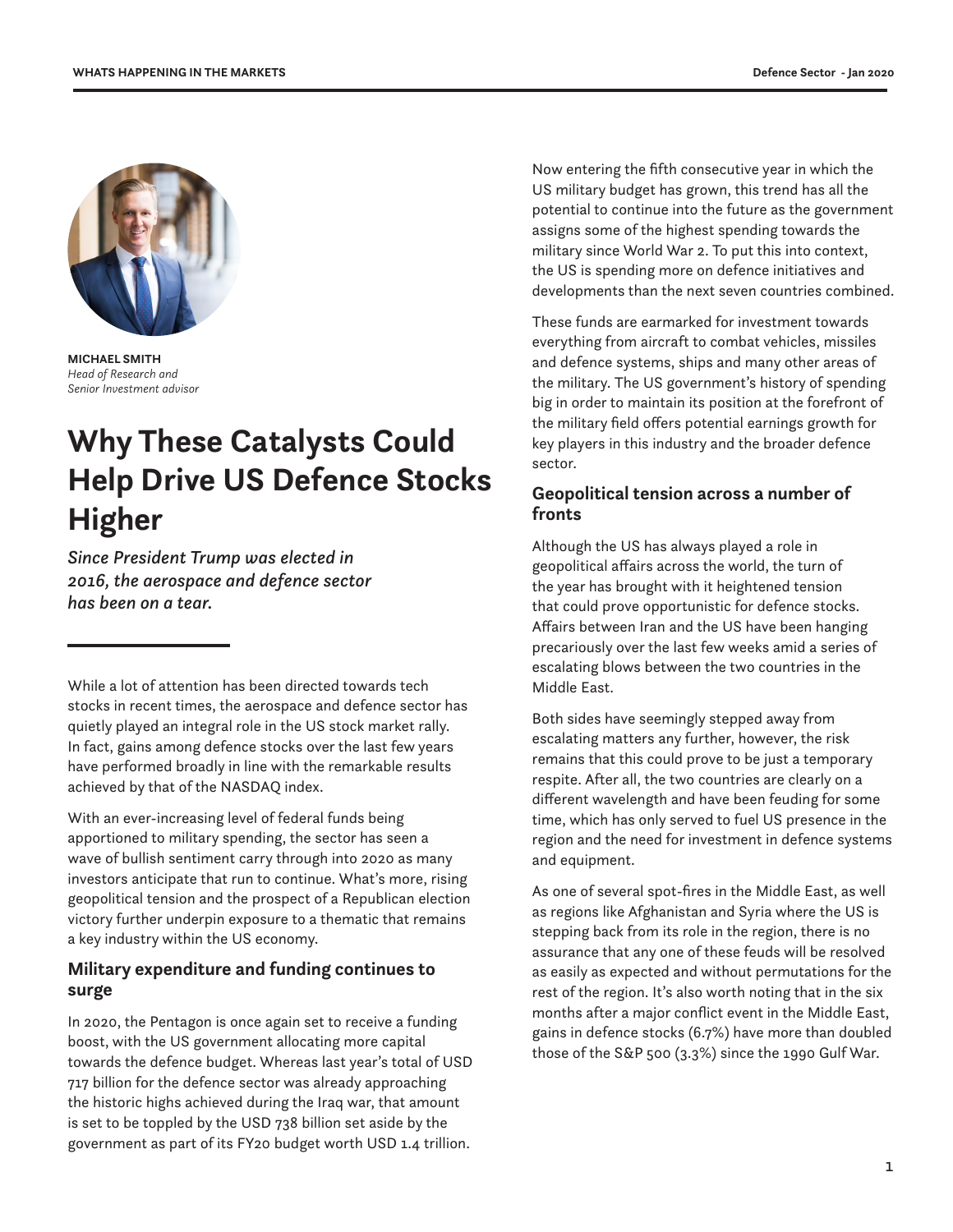**MICHAEL SMITH**
*Head of Research and Senior Investment advisor*

# Why These Catalysts Could Help Drive US Defence Stocks Higher

*Since President Trump was elected in 2016, the aerospace and defence sector has been on a tear.*

While a lot of attention has been directed towards tech stocks in recent times, the aerospace and defence sector has quietly played an integral role in the US stock market rally. In fact, gains among defence stocks over the last few years have performed broadly in line with the remarkable results achieved by that of the NASDAQ index.

With an ever-increasing level of federal funds being apportioned to military spending, the sector has seen a wave of bullish sentiment carry through into 2020 as many investors anticipate that run to continue. What's more, rising geopolitical tension and the prospect of a Republican election victory further underpin exposure to a thematic that remains a key industry within the US economy.

## Military expenditure and funding continues to surge

In 2020, the Pentagon is once again set to receive a funding boost, with the US government allocating more capital towards the defence budget. Whereas last year's total of USD 717 billion for the defence sector was already approaching the historic highs achieved during the Iraq war, that amount is set to be toppled by the USD 738 billion set aside by the government as part of its FY20 budget worth USD 1.4 trillion.

Now entering the fifth consecutive year in which the US military budget has grown, this trend has all the potential to continue into the future as the government assigns some of the highest spending towards the military since World War 2. To put this into context, the US is spending more on defence initiatives and developments than the next seven countries combined.

These funds are earmarked for investment towards everything from aircraft to combat vehicles, missiles and defence systems, ships and many other areas of the military. The US government's history of spending big in order to maintain its position at the forefront of the military field offers potential earnings growth for key players in this industry and the broader defence sector.

## Geopolitical tension across a number of fronts

Although the US has always played a role in geopolitical affairs across the world, the turn of the year has brought with it heightened tension that could prove opportunistic for defence stocks. Affairs between Iran and the US have been hanging precariously over the last few weeks amid a series of escalating blows between the two countries in the Middle East.

Both sides have seemingly stepped away from escalating matters any further, however, the risk remains that this could prove to be just a temporary respite. After all, the two countries are clearly on a different wavelength and have been feuding for some time, which has only served to fuel US presence in the region and the need for investment in defence systems and equipment.

As one of several spot-fires in the Middle East, as well as regions like Afghanistan and Syria where the US is stepping back from its role in the region, there is no assurance that any one of these feuds will be resolved as easily as expected and without permutations for the rest of the region. It's also worth noting that in the six months after a major conflict event in the Middle East, gains in defence stocks (6.7%) have more than doubled those of the S&P 500 (3.3%) since the 1990 Gulf War.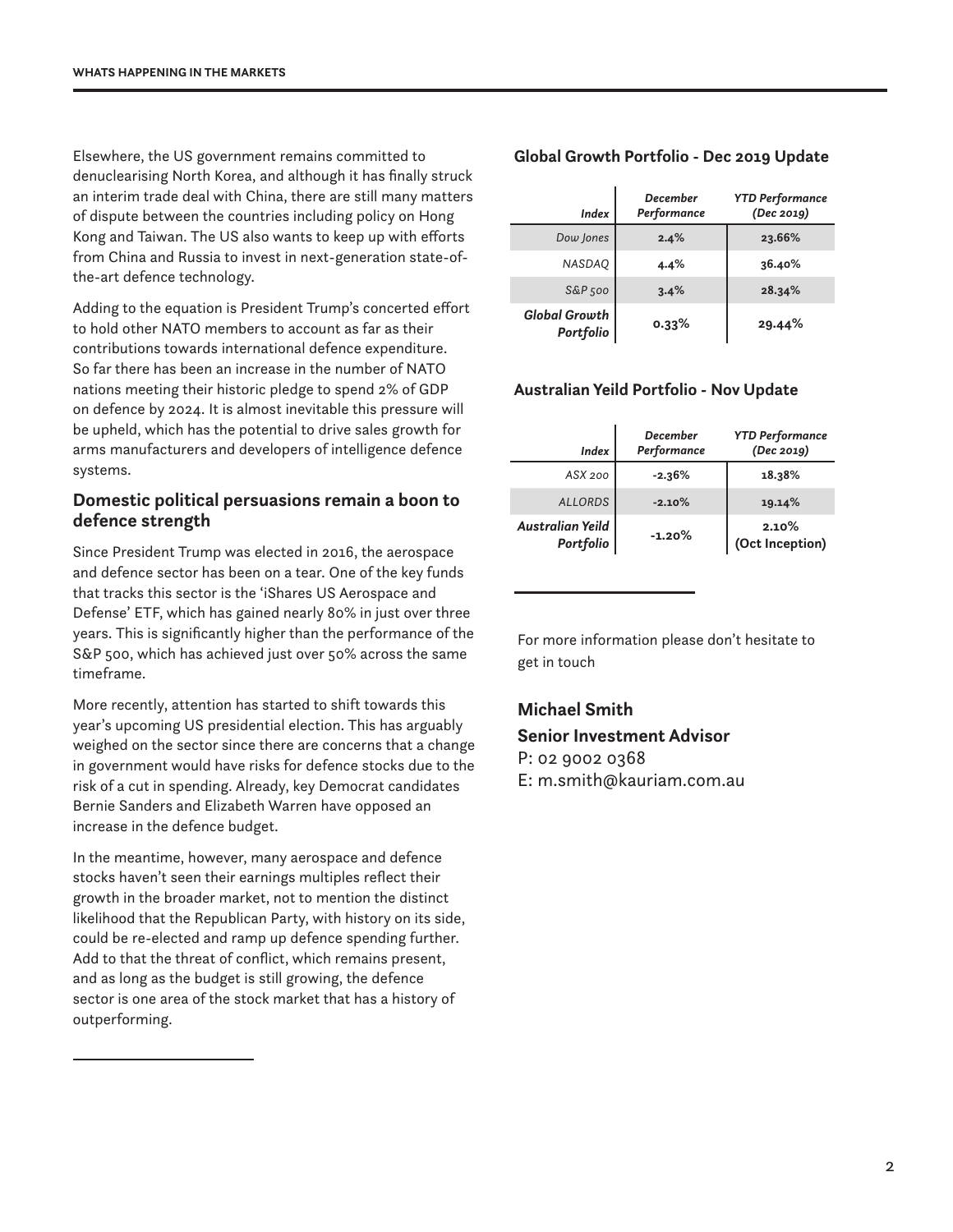Elsewhere, the US government remains committed to denuclearising North Korea, and although it has finally struck an interim trade deal with China, there are still many matters of dispute between the countries including policy on Hong Kong and Taiwan. The US also wants to keep up with efforts from China and Russia to invest in next-generation state-of-the-art defence technology.

Adding to the equation is President Trump's concerted effort to hold other NATO members to account as far as their contributions towards international defence expenditure. So far there has been an increase in the number of NATO nations meeting their historic pledge to spend 2% of GDP on defence by 2024. It is almost inevitable this pressure will be upheld, which has the potential to drive sales growth for arms manufacturers and developers of intelligence defence systems.

## Domestic political persuasions remain a boon to defence strength

Since President Trump was elected in 2016, the aerospace and defence sector has been on a tear. One of the key funds that tracks this sector is the 'iShares US Aerospace and Defense' ETF, which has gained nearly 80% in just over three years. This is significantly higher than the performance of the S&P 500, which has achieved just over 50% across the same timeframe.

More recently, attention has started to shift towards this year's upcoming US presidential election. This has arguably weighed on the sector since there are concerns that a change in government would have risks for defence stocks due to the risk of a cut in spending. Already, key Democrat candidates Bernie Sanders and Elizabeth Warren have opposed an increase in the defence budget.

In the meantime, however, many aerospace and defence stocks haven't seen their earnings multiples reflect their growth in the broader market, not to mention the distinct likelihood that the Republican Party, with history on its side, could be re-elected and ramp up defence spending further. Add to that the threat of conflict, which remains present, and as long as the budget is still growing, the defence sector is one area of the stock market that has a history of outperforming.

### Global Growth Portfolio - Dec 2019 Update

| *Index* | *December Performance* | *YTD Performance (Dec 2019)* |
|---|---|---|
| *Dow Jones* | **2.4%** | **23.66%** |
| *NASDAQ* | **4.4%** | **36.40%** |
| *S&P 500* | **3.4%** | **28.34%** |
| ***Global Growth Portfolio*** | **0.33%** | **29.44%** |

### Australian Yeild Portfolio - Nov Update

| *Index* | *December Performance* | *YTD Performance (Dec 2019)* |
|---|---|---|
| *ASX 200* | **-2.36%** | **18.38%** |
| *ALLORDS* | **-2.10%** | **19.14%** |
| ***Australian Yeild Portfolio*** | **-1.20%** | **2.10% (Oct Inception)** |

For more information please don't hesitate to get in touch

**Michael Smith**

**Senior Investment Advisor**

P: 02 9002 0368

E: m.smith@kauriam.com.au